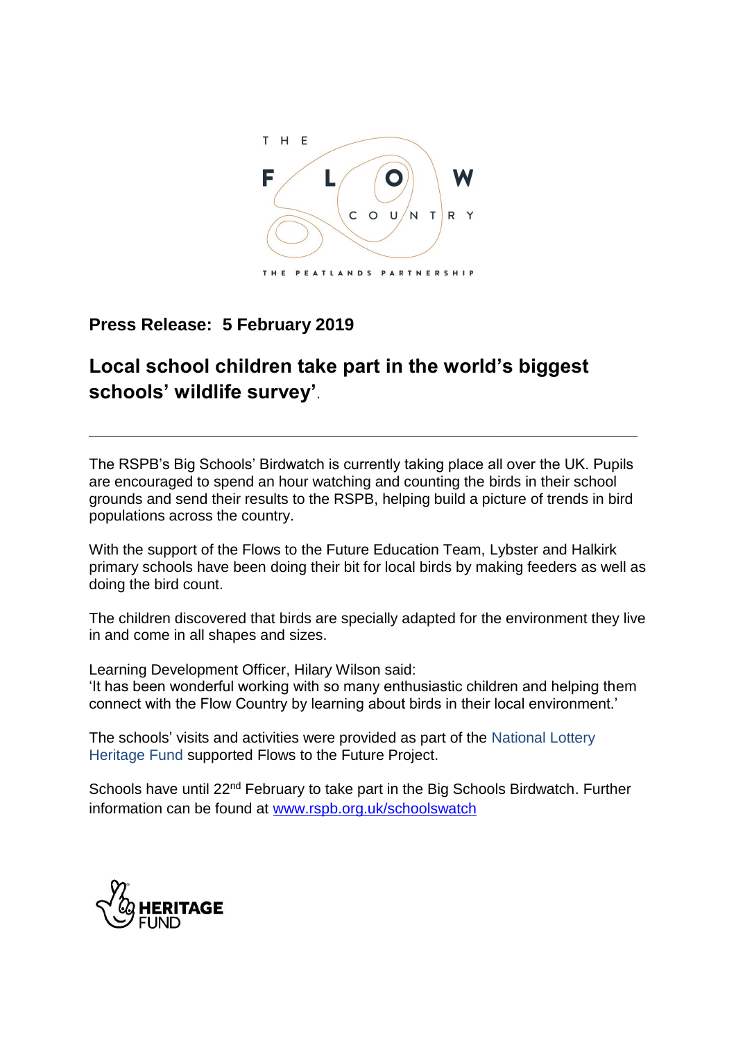THE FLOW COUNTRY

THE PEATLANDS PARTNERSHIP

**Press Release: 5 February 2019**

## Local school children take part in the world's biggest schools' wildlife survey'.

---

The RSPB's Big Schools' Birdwatch is currently taking place all over the UK. Pupils are encouraged to spend an hour watching and counting the birds in their school grounds and send their results to the RSPB, helping build a picture of trends in bird populations across the country.

With the support of the Flows to the Future Education Team, Lybster and Halkirk primary schools have been doing their bit for local birds by making feeders as well as doing the bird count.

The children discovered that birds are specially adapted for the environment they live in and come in all shapes and sizes.

Learning Development Officer, Hilary Wilson said:
'It has been wonderful working with so many enthusiastic children and helping them connect with the Flow Country by learning about birds in their local environment.'

The schools' visits and activities were provided as part of the National Lottery Heritage Fund supported Flows to the Future Project.

Schools have until 22nd February to take part in the Big Schools Birdwatch. Further information can be found at www.rspb.org.uk/schoolswatch

HERITAGE FUND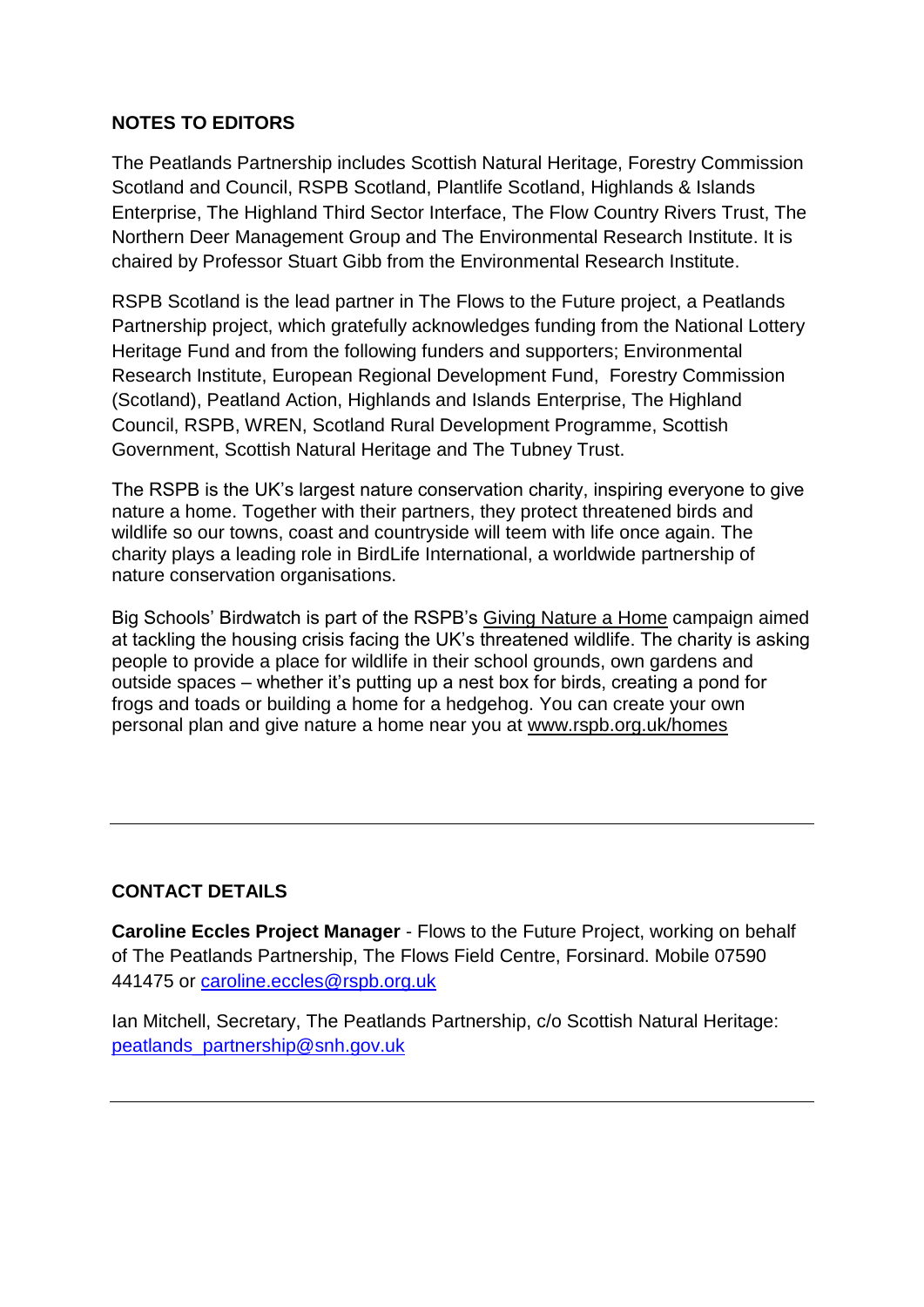## NOTES TO EDITORS

The Peatlands Partnership includes Scottish Natural Heritage, Forestry Commission Scotland and Council, RSPB Scotland, Plantlife Scotland, Highlands & Islands Enterprise, The Highland Third Sector Interface, The Flow Country Rivers Trust, The Northern Deer Management Group and The Environmental Research Institute. It is chaired by Professor Stuart Gibb from the Environmental Research Institute.

RSPB Scotland is the lead partner in The Flows to the Future project, a Peatlands Partnership project, which gratefully acknowledges funding from the National Lottery Heritage Fund and from the following funders and supporters; Environmental Research Institute, European Regional Development Fund, Forestry Commission (Scotland), Peatland Action, Highlands and Islands Enterprise, The Highland Council, RSPB, WREN, Scotland Rural Development Programme, Scottish Government, Scottish Natural Heritage and The Tubney Trust.

The RSPB is the UK's largest nature conservation charity, inspiring everyone to give nature a home. Together with their partners, they protect threatened birds and wildlife so our towns, coast and countryside will teem with life once again. The charity plays a leading role in BirdLife International, a worldwide partnership of nature conservation organisations.

Big Schools' Birdwatch is part of the RSPB's Giving Nature a Home campaign aimed at tackling the housing crisis facing the UK's threatened wildlife. The charity is asking people to provide a place for wildlife in their school grounds, own gardens and outside spaces – whether it's putting up a nest box for birds, creating a pond for frogs and toads or building a home for a hedgehog. You can create your own personal plan and give nature a home near you at www.rspb.org.uk/homes

---

## CONTACT DETAILS

**Caroline Eccles Project Manager** - Flows to the Future Project, working on behalf of The Peatlands Partnership, The Flows Field Centre, Forsinard. Mobile 07590 441475 or caroline.eccles@rspb.org.uk

Ian Mitchell, Secretary, The Peatlands Partnership, c/o Scottish Natural Heritage: peatlands_partnership@snh.gov.uk

---